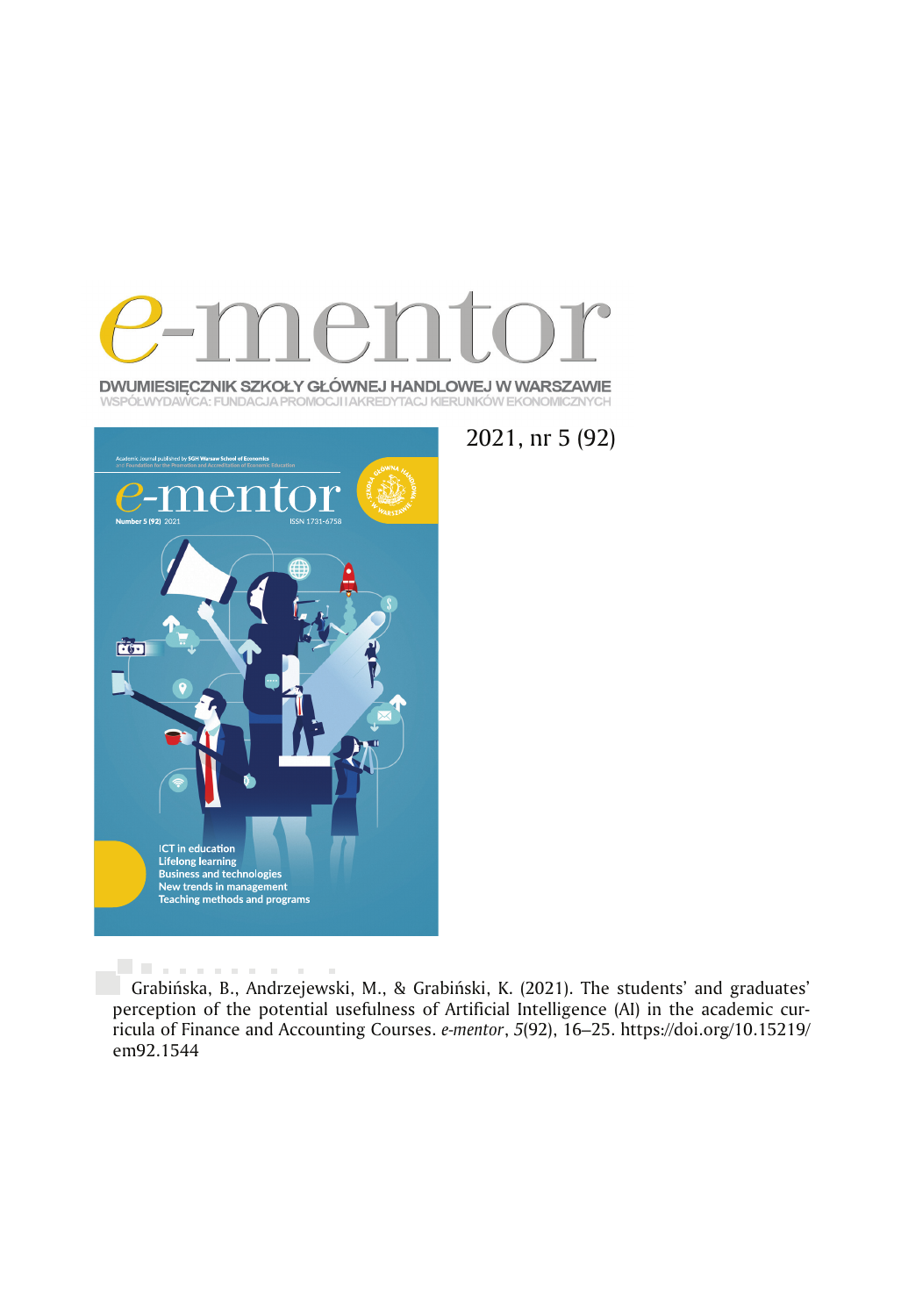# e-mentor

DWUMIESIĘCZNIK SZKOŁY GŁÓWNEJ HANDLOWEJ W WARSZAWIE
WSPÓŁWYDAWCA: FUNDACJA PROMOCJI I AKREDYTACJI KIERUNKÓW EKONOMICZNYCH

2021, nr 5 (92)

Grabińska, B., Andrzejewski, M., & Grabiński, K. (2021). The students' and graduates' perception of the potential usefulness of Artificial Intelligence (AI) in the academic curricula of Finance and Accounting Courses. *e-mentor*, *5*(92), 16–25. https://doi.org/10.15219/em92.1544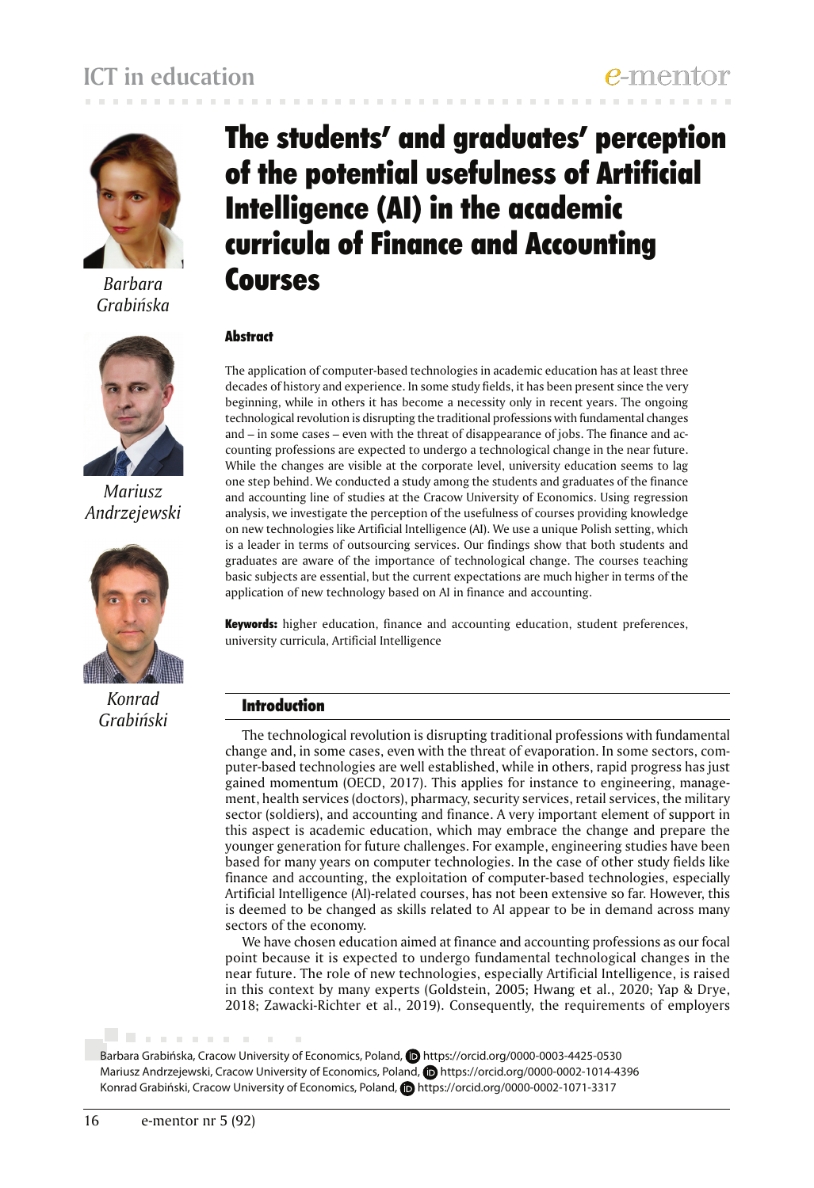# The students' and graduates' perception of the potential usefulness of Artificial Intelligence (AI) in the academic curricula of Finance and Accounting Courses

*Barbara Grabińska*

*Mariusz Andrzejewski*

*Konrad Grabiński*

### Abstract

The application of computer-based technologies in academic education has at least three decades of history and experience. In some study fields, it has been present since the very beginning, while in others it has become a necessity only in recent years. The ongoing technological revolution is disrupting the traditional professions with fundamental changes and – in some cases – even with the threat of disappearance of jobs. The finance and accounting professions are expected to undergo a technological change in the near future. While the changes are visible at the corporate level, university education seems to lag one step behind. We conducted a study among the students and graduates of the finance and accounting line of studies at the Cracow University of Economics. Using regression analysis, we investigate the perception of the usefulness of courses providing knowledge on new technologies like Artificial Intelligence (AI). We use a unique Polish setting, which is a leader in terms of outsourcing services. Our findings show that both students and graduates are aware of the importance of technological change. The courses teaching basic subjects are essential, but the current expectations are much higher in terms of the application of new technology based on AI in finance and accounting.

**Keywords:** higher education, finance and accounting education, student preferences, university curricula, Artificial Intelligence

## Introduction

The technological revolution is disrupting traditional professions with fundamental change and, in some cases, even with the threat of evaporation. In some sectors, computer-based technologies are well established, while in others, rapid progress has just gained momentum (OECD, 2017). This applies for instance to engineering, management, health services (doctors), pharmacy, security services, retail services, the military sector (soldiers), and accounting and finance. A very important element of support in this aspect is academic education, which may embrace the change and prepare the younger generation for future challenges. For example, engineering studies have been based for many years on computer technologies. In the case of other study fields like finance and accounting, the exploitation of computer-based technologies, especially Artificial Intelligence (AI)-related courses, has not been extensive so far. However, this is deemed to be changed as skills related to AI appear to be in demand across many sectors of the economy.

We have chosen education aimed at finance and accounting professions as our focal point because it is expected to undergo fundamental technological changes in the near future. The role of new technologies, especially Artificial Intelligence, is raised in this context by many experts (Goldstein, 2005; Hwang et al., 2020; Yap & Drye, 2018; Zawacki-Richter et al., 2019). Consequently, the requirements of employers

Barbara Grabińska, Cracow University of Economics, Poland, https://orcid.org/0000-0003-4425-0530
Mariusz Andrzejewski, Cracow University of Economics, Poland, https://orcid.org/0000-0002-1014-4396
Konrad Grabiński, Cracow University of Economics, Poland, https://orcid.org/0000-0002-1071-3317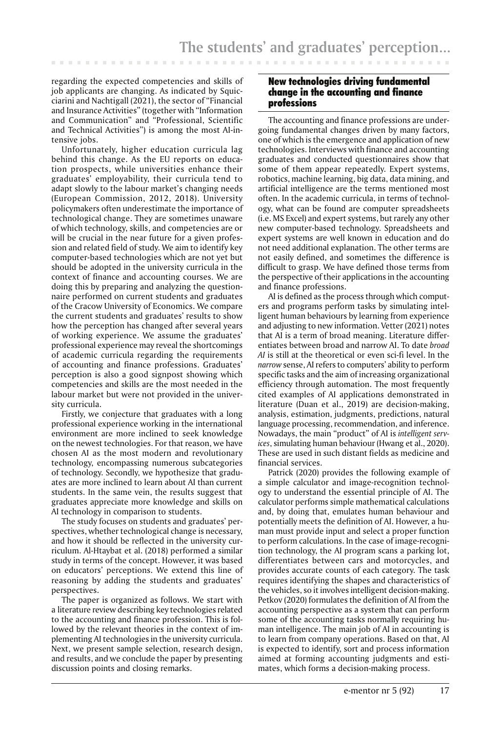regarding the expected competencies and skills of job applicants are changing. As indicated by Squicciarini and Nachtigall (2021), the sector of "Financial and Insurance Activities" (together with "Information and Communication" and "Professional, Scientific and Technical Activities") is among the most AI-intensive jobs.

Unfortunately, higher education curricula lag behind this change. As the EU reports on education prospects, while universities enhance their graduates' employability, their curricula tend to adapt slowly to the labour market's changing needs (European Commission, 2012, 2018). University policymakers often underestimate the importance of technological change. They are sometimes unaware of which technology, skills, and competencies are or will be crucial in the near future for a given profession and related field of study. We aim to identify key computer-based technologies which are not yet but should be adopted in the university curricula in the context of finance and accounting courses. We are doing this by preparing and analyzing the questionnaire performed on current students and graduates of the Cracow University of Economics. We compare the current students and graduates' results to show how the perception has changed after several years of working experience. We assume the graduates' professional experience may reveal the shortcomings of academic curricula regarding the requirements of accounting and finance professions. Graduates' perception is also a good signpost showing which competencies and skills are the most needed in the labour market but were not provided in the university curricula.

Firstly, we conjecture that graduates with a long professional experience working in the international environment are more inclined to seek knowledge on the newest technologies. For that reason, we have chosen AI as the most modern and revolutionary technology, encompassing numerous subcategories of technology. Secondly, we hypothesize that graduates are more inclined to learn about AI than current students. In the same vein, the results suggest that graduates appreciate more knowledge and skills on AI technology in comparison to students.

The study focuses on students and graduates' perspectives, whether technological change is necessary, and how it should be reflected in the university curriculum. Al-Htaybat et al. (2018) performed a similar study in terms of the concept. However, it was based on educators' perceptions. We extend this line of reasoning by adding the students and graduates' perspectives.

The paper is organized as follows. We start with a literature review describing key technologies related to the accounting and finance profession. This is followed by the relevant theories in the context of implementing AI technologies in the university curricula. Next, we present sample selection, research design, and results, and we conclude the paper by presenting discussion points and closing remarks.

## New technologies driving fundamental change in the accounting and finance professions

The accounting and finance professions are undergoing fundamental changes driven by many factors, one of which is the emergence and application of new technologies. Interviews with finance and accounting graduates and conducted questionnaires show that some of them appear repeatedly. Expert systems, robotics, machine learning, big data, data mining, and artificial intelligence are the terms mentioned most often. In the academic curricula, in terms of technology, what can be found are computer spreadsheets (i.e. MS Excel) and expert systems, but rarely any other new computer-based technology. Spreadsheets and expert systems are well known in education and do not need additional explanation. The other terms are not easily defined, and sometimes the difference is difficult to grasp. We have defined those terms from the perspective of their applications in the accounting and finance professions.

AI is defined as the process through which computers and programs perform tasks by simulating intelligent human behaviours by learning from experience and adjusting to new information. Vetter (2021) notes that AI is a term of broad meaning. Literature differentiates between broad and narrow AI. To date *broad AI* is still at the theoretical or even sci-fi level. In the *narrow* sense, AI refers to computers' ability to perform specific tasks and the aim of increasing organizational efficiency through automation. The most frequently cited examples of AI applications demonstrated in literature (Duan et al., 2019) are decision-making, analysis, estimation, judgments, predictions, natural language processing, recommendation, and inference. Nowadays, the main "product" of AI is *intelligent services*, simulating human behaviour (Hwang et al., 2020). These are used in such distant fields as medicine and financial services.

Patrick (2020) provides the following example of a simple calculator and image-recognition technology to understand the essential principle of AI. The calculator performs simple mathematical calculations and, by doing that, emulates human behaviour and potentially meets the definition of AI. However, a human must provide input and select a proper function to perform calculations. In the case of image-recognition technology, the AI program scans a parking lot, differentiates between cars and motorcycles, and provides accurate counts of each category. The task requires identifying the shapes and characteristics of the vehicles, so it involves intelligent decision-making. Petkov (2020) formulates the definition of AI from the accounting perspective as a system that can perform some of the accounting tasks normally requiring human intelligence. The main job of AI in accounting is to learn from company operations. Based on that, AI is expected to identify, sort and process information aimed at forming accounting judgments and estimates, which forms a decision-making process.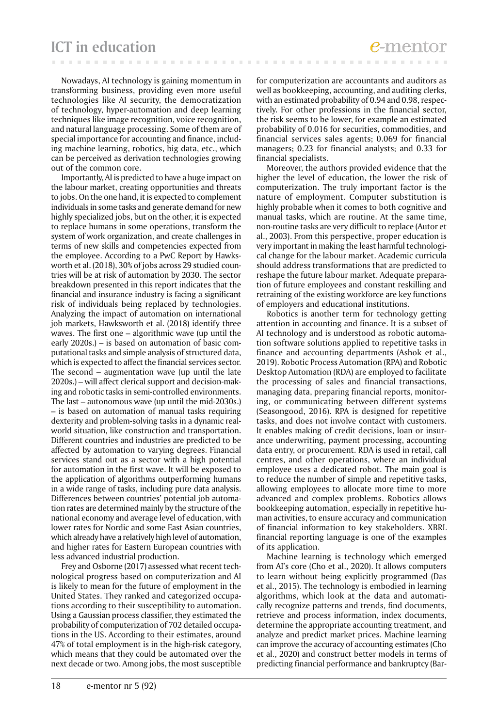Nowadays, AI technology is gaining momentum in transforming business, providing even more useful technologies like AI security, the democratization of technology, hyper-automation and deep learning techniques like image recognition, voice recognition, and natural language processing. Some of them are of special importance for accounting and finance, including machine learning, robotics, big data, etc., which can be perceived as derivation technologies growing out of the common core.

Importantly, AI is predicted to have a huge impact on the labour market, creating opportunities and threats to jobs. On the one hand, it is expected to complement individuals in some tasks and generate demand for new highly specialized jobs, but on the other, it is expected to replace humans in some operations, transform the system of work organization, and create challenges in terms of new skills and competencies expected from the employee. According to a PwC Report by Hawksworth et al. (2018), 30% of jobs across 29 studied countries will be at risk of automation by 2030. The sector breakdown presented in this report indicates that the financial and insurance industry is facing a significant risk of individuals being replaced by technologies. Analyzing the impact of automation on international job markets, Hawksworth et al. (2018) identify three waves. The first one – algorithmic wave (up until the early 2020s.) – is based on automation of basic computational tasks and simple analysis of structured data, which is expected to affect the financial services sector. The second – augmentation wave (up until the late 2020s.) – will affect clerical support and decision-making and robotic tasks in semi-controlled environments. The last – autonomous wave (up until the mid-2030s.) – is based on automation of manual tasks requiring dexterity and problem-solving tasks in a dynamic real-world situation, like construction and transportation. Different countries and industries are predicted to be affected by automation to varying degrees. Financial services stand out as a sector with a high potential for automation in the first wave. It will be exposed to the application of algorithms outperforming humans in a wide range of tasks, including pure data analysis. Differences between countries' potential job automation rates are determined mainly by the structure of the national economy and average level of education, with lower rates for Nordic and some East Asian countries, which already have a relatively high level of automation, and higher rates for Eastern European countries with less advanced industrial production.

Frey and Osborne (2017) assessed what recent technological progress based on computerization and AI is likely to mean for the future of employment in the United States. They ranked and categorized occupations according to their susceptibility to automation. Using a Gaussian process classifier, they estimated the probability of computerization of 702 detailed occupations in the US. According to their estimates, around 47% of total employment is in the high-risk category, which means that they could be automated over the next decade or two. Among jobs, the most susceptible for computerization are accountants and auditors as well as bookkeeping, accounting, and auditing clerks, with an estimated probability of 0.94 and 0.98, respectively. For other professions in the financial sector, the risk seems to be lower, for example an estimated probability of 0.016 for securities, commodities, and financial services sales agents; 0.069 for financial managers; 0.23 for financial analysts; and 0.33 for financial specialists.

Moreover, the authors provided evidence that the higher the level of education, the lower the risk of computerization. The truly important factor is the nature of employment. Computer substitution is highly probable when it comes to both cognitive and manual tasks, which are routine. At the same time, non-routine tasks are very difficult to replace (Autor et al., 2003). From this perspective, proper education is very important in making the least harmful technological change for the labour market. Academic curricula should address transformations that are predicted to reshape the future labour market. Adequate preparation of future employees and constant reskilling and retraining of the existing workforce are key functions of employers and educational institutions.

Robotics is another term for technology getting attention in accounting and finance. It is a subset of AI technology and is understood as robotic automation software solutions applied to repetitive tasks in finance and accounting departments (Ashok et al., 2019). Robotic Process Automation (RPA) and Robotic Desktop Automation (RDA) are employed to facilitate the processing of sales and financial transactions, managing data, preparing financial reports, monitoring, or communicating between different systems (Seasongood, 2016). RPA is designed for repetitive tasks, and does not involve contact with customers. It enables making of credit decisions, loan or insurance underwriting, payment processing, accounting data entry, or procurement. RDA is used in retail, call centres, and other operations, where an individual employee uses a dedicated robot. The main goal is to reduce the number of simple and repetitive tasks, allowing employees to allocate more time to more advanced and complex problems. Robotics allows bookkeeping automation, especially in repetitive human activities, to ensure accuracy and communication of financial information to key stakeholders. XBRL financial reporting language is one of the examples of its application.

Machine learning is technology which emerged from AI's core (Cho et al., 2020). It allows computers to learn without being explicitly programmed (Das et al., 2015). The technology is embodied in learning algorithms, which look at the data and automatically recognize patterns and trends, find documents, retrieve and process information, index documents, determine the appropriate accounting treatment, and analyze and predict market prices. Machine learning can improve the accuracy of accounting estimates (Cho et al., 2020) and construct better models in terms of predicting financial performance and bankruptcy (Bar-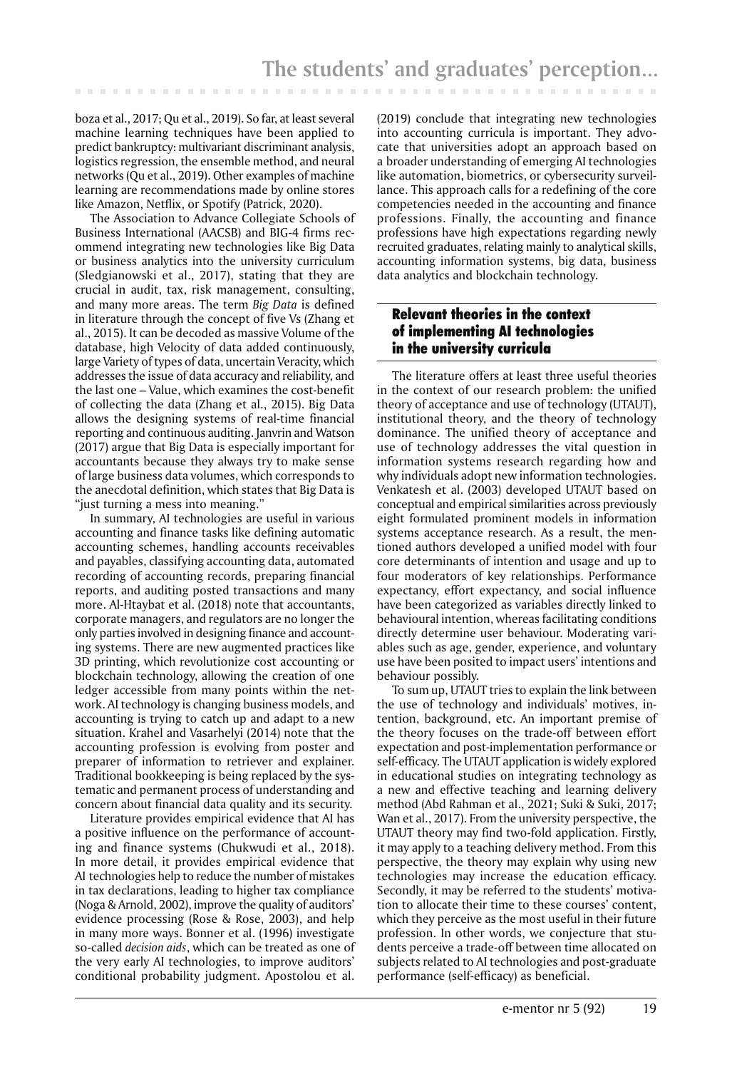boza et al., 2017; Qu et al., 2019). So far, at least several machine learning techniques have been applied to predict bankruptcy: multivariant discriminant analysis, logistics regression, the ensemble method, and neural networks (Qu et al., 2019). Other examples of machine learning are recommendations made by online stores like Amazon, Netflix, or Spotify (Patrick, 2020).

The Association to Advance Collegiate Schools of Business International (AACSB) and BIG-4 firms recommend integrating new technologies like Big Data or business analytics into the university curriculum (Sledgianowski et al., 2017), stating that they are crucial in audit, tax, risk management, consulting, and many more areas. The term *Big Data* is defined in literature through the concept of five Vs (Zhang et al., 2015). It can be decoded as massive Volume of the database, high Velocity of data added continuously, large Variety of types of data, uncertain Veracity, which addresses the issue of data accuracy and reliability, and the last one – Value, which examines the cost-benefit of collecting the data (Zhang et al., 2015). Big Data allows the designing systems of real-time financial reporting and continuous auditing. Janvrin and Watson (2017) argue that Big Data is especially important for accountants because they always try to make sense of large business data volumes, which corresponds to the anecdotal definition, which states that Big Data is "just turning a mess into meaning."

In summary, AI technologies are useful in various accounting and finance tasks like defining automatic accounting schemes, handling accounts receivables and payables, classifying accounting data, automated recording of accounting records, preparing financial reports, and auditing posted transactions and many more. Al-Htaybat et al. (2018) note that accountants, corporate managers, and regulators are no longer the only parties involved in designing finance and accounting systems. There are new augmented practices like 3D printing, which revolutionize cost accounting or blockchain technology, allowing the creation of one ledger accessible from many points within the network. AI technology is changing business models, and accounting is trying to catch up and adapt to a new situation. Krahel and Vasarhelyi (2014) note that the accounting profession is evolving from poster and preparer of information to retriever and explainer. Traditional bookkeeping is being replaced by the systematic and permanent process of understanding and concern about financial data quality and its security.

Literature provides empirical evidence that AI has a positive influence on the performance of accounting and finance systems (Chukwudi et al., 2018). In more detail, it provides empirical evidence that AI technologies help to reduce the number of mistakes in tax declarations, leading to higher tax compliance (Noga & Arnold, 2002), improve the quality of auditors' evidence processing (Rose & Rose, 2003), and help in many more ways. Bonner et al. (1996) investigate so-called *decision aids*, which can be treated as one of the very early AI technologies, to improve auditors' conditional probability judgment. Apostolou et al. (2019) conclude that integrating new technologies into accounting curricula is important. They advocate that universities adopt an approach based on a broader understanding of emerging AI technologies like automation, biometrics, or cybersecurity surveillance. This approach calls for a redefining of the core competencies needed in the accounting and finance professions. Finally, the accounting and finance professions have high expectations regarding newly recruited graduates, relating mainly to analytical skills, accounting information systems, big data, business data analytics and blockchain technology.

## Relevant theories in the context of implementing AI technologies in the university curricula

The literature offers at least three useful theories in the context of our research problem: the unified theory of acceptance and use of technology (UTAUT), institutional theory, and the theory of technology dominance. The unified theory of acceptance and use of technology addresses the vital question in information systems research regarding how and why individuals adopt new information technologies. Venkatesh et al. (2003) developed UTAUT based on conceptual and empirical similarities across previously eight formulated prominent models in information systems acceptance research. As a result, the mentioned authors developed a unified model with four core determinants of intention and usage and up to four moderators of key relationships. Performance expectancy, effort expectancy, and social influence have been categorized as variables directly linked to behavioural intention, whereas facilitating conditions directly determine user behaviour. Moderating variables such as age, gender, experience, and voluntary use have been posited to impact users' intentions and behaviour possibly.

To sum up, UTAUT tries to explain the link between the use of technology and individuals' motives, intention, background, etc. An important premise of the theory focuses on the trade-off between effort expectation and post-implementation performance or self-efficacy. The UTAUT application is widely explored in educational studies on integrating technology as a new and effective teaching and learning delivery method (Abd Rahman et al., 2021; Suki & Suki, 2017; Wan et al., 2017). From the university perspective, the UTAUT theory may find two-fold application. Firstly, it may apply to a teaching delivery method. From this perspective, the theory may explain why using new technologies may increase the education efficacy. Secondly, it may be referred to the students' motivation to allocate their time to these courses' content, which they perceive as the most useful in their future profession. In other words, we conjecture that students perceive a trade-off between time allocated on subjects related to AI technologies and post-graduate performance (self-efficacy) as beneficial.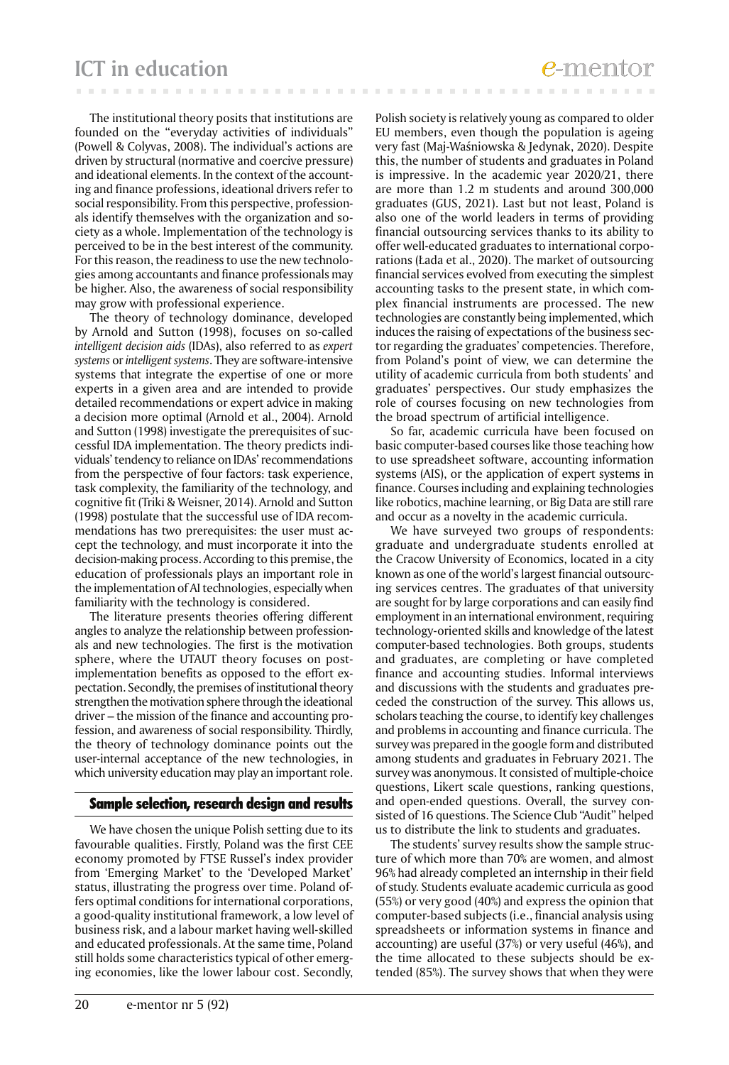The institutional theory posits that institutions are founded on the "everyday activities of individuals" (Powell & Colyvas, 2008). The individual's actions are driven by structural (normative and coercive pressure) and ideational elements. In the context of the accounting and finance professions, ideational drivers refer to social responsibility. From this perspective, professionals identify themselves with the organization and society as a whole. Implementation of the technology is perceived to be in the best interest of the community. For this reason, the readiness to use the new technologies among accountants and finance professionals may be higher. Also, the awareness of social responsibility may grow with professional experience.

The theory of technology dominance, developed by Arnold and Sutton (1998), focuses on so-called *intelligent decision aids* (IDAs), also referred to as *expert systems* or *intelligent systems*. They are software-intensive systems that integrate the expertise of one or more experts in a given area and are intended to provide detailed recommendations or expert advice in making a decision more optimal (Arnold et al., 2004). Arnold and Sutton (1998) investigate the prerequisites of successful IDA implementation. The theory predicts individuals' tendency to reliance on IDAs' recommendations from the perspective of four factors: task experience, task complexity, the familiarity of the technology, and cognitive fit (Triki & Weisner, 2014). Arnold and Sutton (1998) postulate that the successful use of IDA recommendations has two prerequisites: the user must accept the technology, and must incorporate it into the decision-making process. According to this premise, the education of professionals plays an important role in the implementation of AI technologies, especially when familiarity with the technology is considered.

The literature presents theories offering different angles to analyze the relationship between professionals and new technologies. The first is the motivation sphere, where the UTAUT theory focuses on post-implementation benefits as opposed to the effort expectation. Secondly, the premises of institutional theory strengthen the motivation sphere through the ideational driver – the mission of the finance and accounting profession, and awareness of social responsibility. Thirdly, the theory of technology dominance points out the user-internal acceptance of the new technologies, in which university education may play an important role.

## Sample selection, research design and results

We have chosen the unique Polish setting due to its favourable qualities. Firstly, Poland was the first CEE economy promoted by FTSE Russel's index provider from 'Emerging Market' to the 'Developed Market' status, illustrating the progress over time. Poland offers optimal conditions for international corporations, a good-quality institutional framework, a low level of business risk, and a labour market having well-skilled and educated professionals. At the same time, Poland still holds some characteristics typical of other emerging economies, like the lower labour cost. Secondly, Polish society is relatively young as compared to older EU members, even though the population is ageing very fast (Maj-Waśniowska & Jedynak, 2020). Despite this, the number of students and graduates in Poland is impressive. In the academic year 2020/21, there are more than 1.2 m students and around 300,000 graduates (GUS, 2021). Last but not least, Poland is also one of the world leaders in terms of providing financial outsourcing services thanks to its ability to offer well-educated graduates to international corporations (Łada et al., 2020). The market of outsourcing financial services evolved from executing the simplest accounting tasks to the present state, in which complex financial instruments are processed. The new technologies are constantly being implemented, which induces the raising of expectations of the business sector regarding the graduates' competencies. Therefore, from Poland's point of view, we can determine the utility of academic curricula from both students' and graduates' perspectives. Our study emphasizes the role of courses focusing on new technologies from the broad spectrum of artificial intelligence.

So far, academic curricula have been focused on basic computer-based courses like those teaching how to use spreadsheet software, accounting information systems (AIS), or the application of expert systems in finance. Courses including and explaining technologies like robotics, machine learning, or Big Data are still rare and occur as a novelty in the academic curricula.

We have surveyed two groups of respondents: graduate and undergraduate students enrolled at the Cracow University of Economics, located in a city known as one of the world's largest financial outsourcing services centres. The graduates of that university are sought for by large corporations and can easily find employment in an international environment, requiring technology-oriented skills and knowledge of the latest computer-based technologies. Both groups, students and graduates, are completing or have completed finance and accounting studies. Informal interviews and discussions with the students and graduates preceded the construction of the survey. This allows us, scholars teaching the course, to identify key challenges and problems in accounting and finance curricula. The survey was prepared in the google form and distributed among students and graduates in February 2021. The survey was anonymous. It consisted of multiple-choice questions, Likert scale questions, ranking questions, and open-ended questions. Overall, the survey consisted of 16 questions. The Science Club "Audit" helped us to distribute the link to students and graduates.

The students' survey results show the sample structure of which more than 70% are women, and almost 96% had already completed an internship in their field of study. Students evaluate academic curricula as good (55%) or very good (40%) and express the opinion that computer-based subjects (i.e., financial analysis using spreadsheets or information systems in finance and accounting) are useful (37%) or very useful (46%), and the time allocated to these subjects should be extended (85%). The survey shows that when they were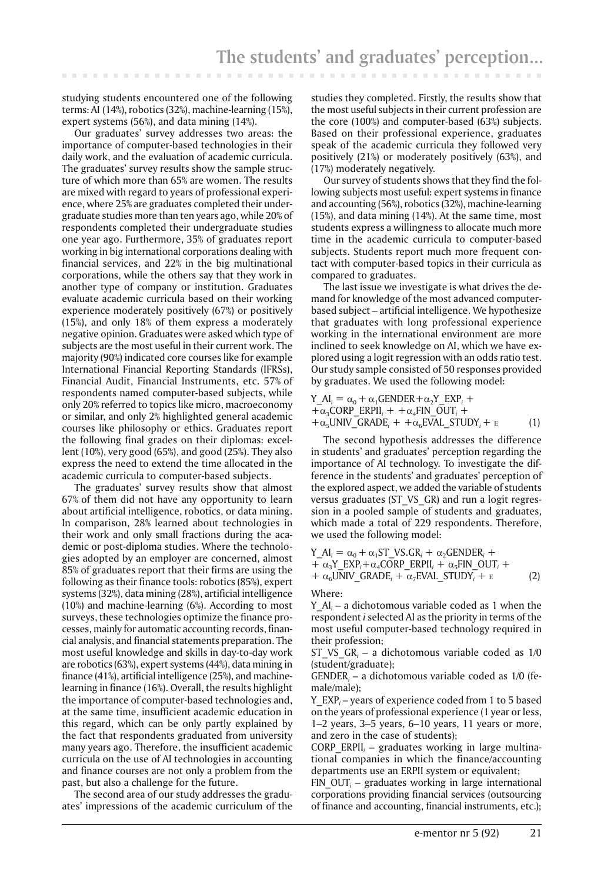studying students encountered one of the following terms: AI (14%), robotics (32%), machine-learning (15%), expert systems (56%), and data mining (14%).

Our graduates' survey addresses two areas: the importance of computer-based technologies in their daily work, and the evaluation of academic curricula. The graduates' survey results show the sample structure of which more than 65% are women. The results are mixed with regard to years of professional experience, where 25% are graduates completed their undergraduate studies more than ten years ago, while 20% of respondents completed their undergraduate studies one year ago. Furthermore, 35% of graduates report working in big international corporations dealing with financial services, and 22% in the big multinational corporations, while the others say that they work in another type of company or institution. Graduates evaluate academic curricula based on their working experience moderately positively (67%) or positively (15%), and only 18% of them express a moderately negative opinion. Graduates were asked which type of subjects are the most useful in their current work. The majority (90%) indicated core courses like for example International Financial Reporting Standards (IFRSs), Financial Audit, Financial Instruments, etc. 57% of respondents named computer-based subjects, while only 20% referred to topics like micro, macroeconomy or similar, and only 2% highlighted general academic courses like philosophy or ethics. Graduates report the following final grades on their diplomas: excellent (10%), very good (65%), and good (25%). They also express the need to extend the time allocated in the academic curricula to computer-based subjects.

The graduates' survey results show that almost 67% of them did not have any opportunity to learn about artificial intelligence, robotics, or data mining. In comparison, 28% learned about technologies in their work and only small fractions during the academic or post-diploma studies. Where the technologies adopted by an employer are concerned, almost 85% of graduates report that their firms are using the following as their finance tools: robotics (85%), expert systems (32%), data mining (28%), artificial intelligence (10%) and machine-learning (6%). According to most surveys, these technologies optimize the finance processes, mainly for automatic accounting records, financial analysis, and financial statements preparation. The most useful knowledge and skills in day-to-day work are robotics (63%), expert systems (44%), data mining in finance (41%), artificial intelligence (25%), and machine-learning in finance (16%). Overall, the results highlight the importance of computer-based technologies and, at the same time, insufficient academic education in this regard, which can be only partly explained by the fact that respondents graduated from university many years ago. Therefore, the insufficient academic curricula on the use of AI technologies in accounting and finance courses are not only a problem from the past, but also a challenge for the future.

The second area of our study addresses the graduates' impressions of the academic curriculum of the studies they completed. Firstly, the results show that the most useful subjects in their current profession are the core (100%) and computer-based (63%) subjects. Based on their professional experience, graduates speak of the academic curricula they followed very positively (21%) or moderately positively (63%), and (17%) moderately negatively.

Our survey of students shows that they find the following subjects most useful: expert systems in finance and accounting (56%), robotics (32%), machine-learning (15%), and data mining (14%). At the same time, most students express a willingness to allocate much more time in the academic curricula to computer-based subjects. Students report much more frequent contact with computer-based topics in their curricula as compared to graduates.

The last issue we investigate is what drives the demand for knowledge of the most advanced computer-based subject – artificial intelligence. We hypothesize that graduates with long professional experience working in the international environment are more inclined to seek knowledge on AI, which we have explored using a logit regression with an odds ratio test. Our study sample consisted of 50 responses provided by graduates. We used the following model:

$$Y\_AI_i = \alpha_0 + \alpha_1 GENDER + \alpha_2 Y\_EXP_i + \alpha_3 CORP\_ERPII_i + \alpha_4 FIN\_OUT_i + \alpha_5 UNIV\_GRADE_i + \alpha_6 EVAL\_STUDY_i + \varepsilon \quad (1)$$

The second hypothesis addresses the difference in students' and graduates' perception regarding the importance of AI technology. To investigate the difference in the students' and graduates' perception of the explored aspect, we added the variable of students versus graduates (ST_VS_GR) and run a logit regression in a pooled sample of students and graduates, which made a total of 229 respondents. Therefore, we used the following model:

$$Y\_AI_i = \alpha_0 + \alpha_1 ST\_VS.GR_i + \alpha_2 GENDER_i + \alpha_3 Y\_EXP_i + \alpha_4 CORP\_ERPII_i + \alpha_5 FIN\_OUT_i + \alpha_6 UNIV\_GRADE_i + \alpha_7 EVAL\_STUDY_i + \varepsilon \quad (2)$$

Where:

$Y\_AI_i$ – a dichotomous variable coded as 1 when the respondent *i* selected AI as the priority in terms of the most useful computer-based technology required in their profession;

$ST\_VS\_GR_i$ – a dichotomous variable coded as 1/0 (student/graduate);

$GENDER_i$ – a dichotomous variable coded as 1/0 (female/male);

$Y\_EXP_i$ – years of experience coded from 1 to 5 based on the years of professional experience (1 year or less, 1–2 years, 3–5 years, 6–10 years, 11 years or more, and zero in the case of students);

$CORP\_ERPII_i$ – graduates working in large multinational companies in which the finance/accounting departments use an ERPII system or equivalent;

$FIN\_OUT_i$ – graduates working in large international corporations providing financial services (outsourcing of finance and accounting, financial instruments, etc.);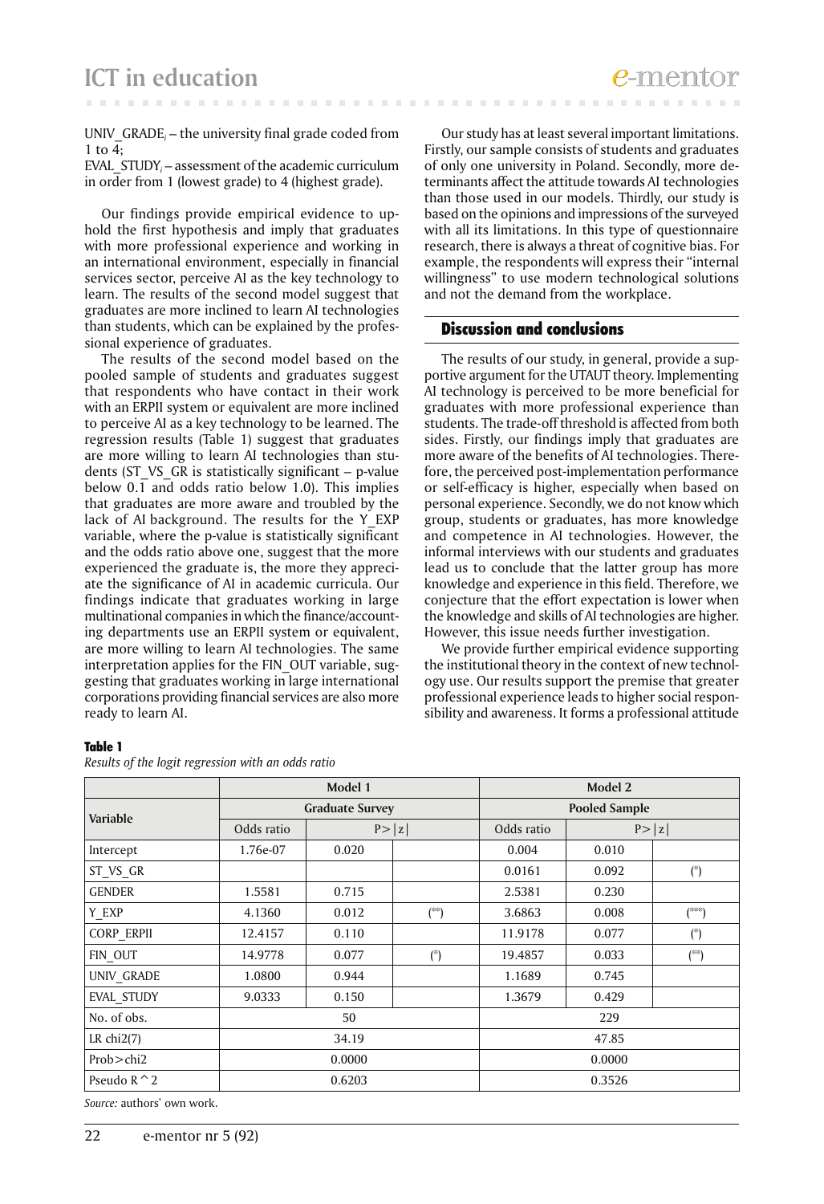$UNIV\_GRADE_i$ – the university final grade coded from 1 to 4;

$EVAL\_STUDY_i$ – assessment of the academic curriculum in order from 1 (lowest grade) to 4 (highest grade).

Our findings provide empirical evidence to uphold the first hypothesis and imply that graduates with more professional experience and working in an international environment, especially in financial services sector, perceive AI as the key technology to learn. The results of the second model suggest that graduates are more inclined to learn AI technologies than students, which can be explained by the professional experience of graduates.

The results of the second model based on the pooled sample of students and graduates suggest that respondents who have contact in their work with an ERPII system or equivalent are more inclined to perceive AI as a key technology to be learned. The regression results (Table 1) suggest that graduates are more willing to learn AI technologies than students (ST_VS_GR is statistically significant – p-value below 0.1 and odds ratio below 1.0). This implies that graduates are more aware and troubled by the lack of AI background. The results for the Y_EXP variable, where the p-value is statistically significant and the odds ratio above one, suggest that the more experienced the graduate is, the more they appreciate the significance of AI in academic curricula. Our findings indicate that graduates working in large multinational companies in which the finance/accounting departments use an ERPII system or equivalent, are more willing to learn AI technologies. The same interpretation applies for the FIN_OUT variable, suggesting that graduates working in large international corporations providing financial services are also more ready to learn AI.

Our study has at least several important limitations. Firstly, our sample consists of students and graduates of only one university in Poland. Secondly, more determinants affect the attitude towards AI technologies than those used in our models. Thirdly, our study is based on the opinions and impressions of the surveyed with all its limitations. In this type of questionnaire research, there is always a threat of cognitive bias. For example, the respondents will express their "internal willingness" to use modern technological solutions and not the demand from the workplace.

## Discussion and conclusions

The results of our study, in general, provide a supportive argument for the UTAUT theory. Implementing AI technology is perceived to be more beneficial for graduates with more professional experience than students. The trade-off threshold is affected from both sides. Firstly, our findings imply that graduates are more aware of the benefits of AI technologies. Therefore, the perceived post-implementation performance or self-efficacy is higher, especially when based on personal experience. Secondly, we do not know which group, students or graduates, has more knowledge and competence in AI technologies. However, the informal interviews with our students and graduates lead us to conclude that the latter group has more knowledge and experience in this field. Therefore, we conjecture that the effort expectation is lower when the knowledge and skills of AI technologies are higher. However, this issue needs further investigation.

We provide further empirical evidence supporting the institutional theory in the context of new technology use. Our results support the premise that greater professional experience leads to higher social responsibility and awareness. It forms a professional attitude

**Table 1**

*Results of the logit regression with an odds ratio*

| Variable | Model 1 | | | Model 2 | | |
|---|---|---|---|---|---|---|
| | Graduate Survey | | | Pooled Sample | | |
| | Odds ratio | P>\|z\| | | Odds ratio | P>\|z\| | |
| Intercept | 1.76e-07 | 0.020 | | 0.004 | 0.010 | |
| ST_VS_GR | | | | 0.0161 | 0.092 | (*) |
| GENDER | 1.5581 | 0.715 | | 2.5381 | 0.230 | |
| Y_EXP | 4.1360 | 0.012 | (**) | 3.6863 | 0.008 | (***) |
| CORP_ERPII | 12.4157 | 0.110 | | 11.9178 | 0.077 | (*) |
| FIN_OUT | 14.9778 | 0.077 | (*) | 19.4857 | 0.033 | (**) |
| UNIV_GRADE | 1.0800 | 0.944 | | 1.1689 | 0.745 | |
| EVAL_STUDY | 9.0333 | 0.150 | | 1.3679 | 0.429 | |
| No. of obs. | 50 | | | 229 | | |
| LR chi2(7) | 34.19 | | | 47.85 | | |
| Prob>chi2 | 0.0000 | | | 0.0000 | | |
| Pseudo R^2 | 0.6203 | | | 0.3526 | | |

*Source:* authors' own work.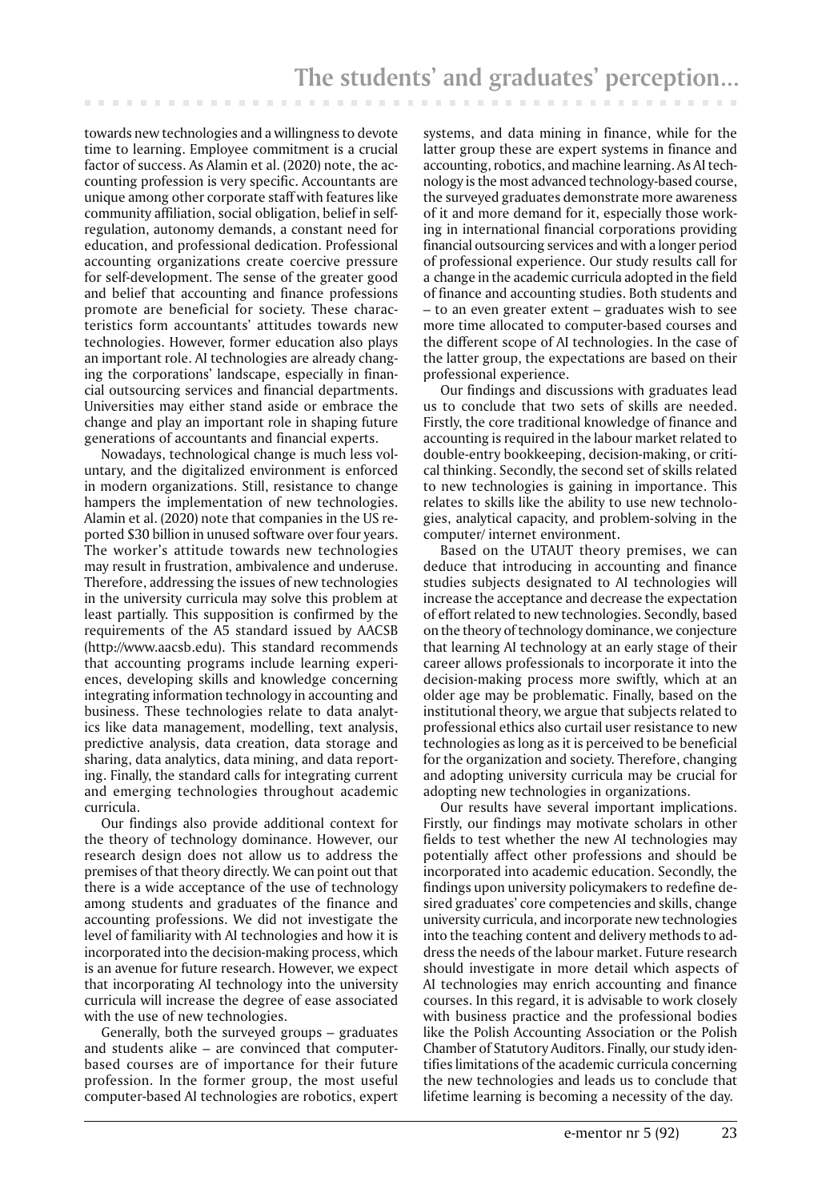towards new technologies and a willingness to devote time to learning. Employee commitment is a crucial factor of success. As Alamin et al. (2020) note, the accounting profession is very specific. Accountants are unique among other corporate staff with features like community affiliation, social obligation, belief in self-regulation, autonomy demands, a constant need for education, and professional dedication. Professional accounting organizations create coercive pressure for self-development. The sense of the greater good and belief that accounting and finance professions promote are beneficial for society. These characteristics form accountants' attitudes towards new technologies. However, former education also plays an important role. AI technologies are already changing the corporations' landscape, especially in financial outsourcing services and financial departments. Universities may either stand aside or embrace the change and play an important role in shaping future generations of accountants and financial experts.

Nowadays, technological change is much less voluntary, and the digitalized environment is enforced in modern organizations. Still, resistance to change hampers the implementation of new technologies. Alamin et al. (2020) note that companies in the US reported $30 billion in unused software over four years. The worker's attitude towards new technologies may result in frustration, ambivalence and underuse. Therefore, addressing the issues of new technologies in the university curricula may solve this problem at least partially. This supposition is confirmed by the requirements of the A5 standard issued by AACSB (http://www.aacsb.edu). This standard recommends that accounting programs include learning experiences, developing skills and knowledge concerning integrating information technology in accounting and business. These technologies relate to data analytics like data management, modelling, text analysis, predictive analysis, data creation, data storage and sharing, data analytics, data mining, and data reporting. Finally, the standard calls for integrating current and emerging technologies throughout academic curricula.

Our findings also provide additional context for the theory of technology dominance. However, our research design does not allow us to address the premises of that theory directly. We can point out that there is a wide acceptance of the use of technology among students and graduates of the finance and accounting professions. We did not investigate the level of familiarity with AI technologies and how it is incorporated into the decision-making process, which is an avenue for future research. However, we expect that incorporating AI technology into the university curricula will increase the degree of ease associated with the use of new technologies.

Generally, both the surveyed groups – graduates and students alike – are convinced that computer-based courses are of importance for their future profession. In the former group, the most useful computer-based AI technologies are robotics, expert systems, and data mining in finance, while for the latter group these are expert systems in finance and accounting, robotics, and machine learning. As AI technology is the most advanced technology-based course, the surveyed graduates demonstrate more awareness of it and more demand for it, especially those working in international financial corporations providing financial outsourcing services and with a longer period of professional experience. Our study results call for a change in the academic curricula adopted in the field of finance and accounting studies. Both students and – to an even greater extent – graduates wish to see more time allocated to computer-based courses and the different scope of AI technologies. In the case of the latter group, the expectations are based on their professional experience.

Our findings and discussions with graduates lead us to conclude that two sets of skills are needed. Firstly, the core traditional knowledge of finance and accounting is required in the labour market related to double-entry bookkeeping, decision-making, or critical thinking. Secondly, the second set of skills related to new technologies is gaining in importance. This relates to skills like the ability to use new technologies, analytical capacity, and problem-solving in the computer/ internet environment.

Based on the UTAUT theory premises, we can deduce that introducing in accounting and finance studies subjects designated to AI technologies will increase the acceptance and decrease the expectation of effort related to new technologies. Secondly, based on the theory of technology dominance, we conjecture that learning AI technology at an early stage of their career allows professionals to incorporate it into the decision-making process more swiftly, which at an older age may be problematic. Finally, based on the institutional theory, we argue that subjects related to professional ethics also curtail user resistance to new technologies as long as it is perceived to be beneficial for the organization and society. Therefore, changing and adopting university curricula may be crucial for adopting new technologies in organizations.

Our results have several important implications. Firstly, our findings may motivate scholars in other fields to test whether the new AI technologies may potentially affect other professions and should be incorporated into academic education. Secondly, the findings upon university policymakers to redefine desired graduates' core competencies and skills, change university curricula, and incorporate new technologies into the teaching content and delivery methods to address the needs of the labour market. Future research should investigate in more detail which aspects of AI technologies may enrich accounting and finance courses. In this regard, it is advisable to work closely with business practice and the professional bodies like the Polish Accounting Association or the Polish Chamber of Statutory Auditors. Finally, our study identifies limitations of the academic curricula concerning the new technologies and leads us to conclude that lifetime learning is becoming a necessity of the day.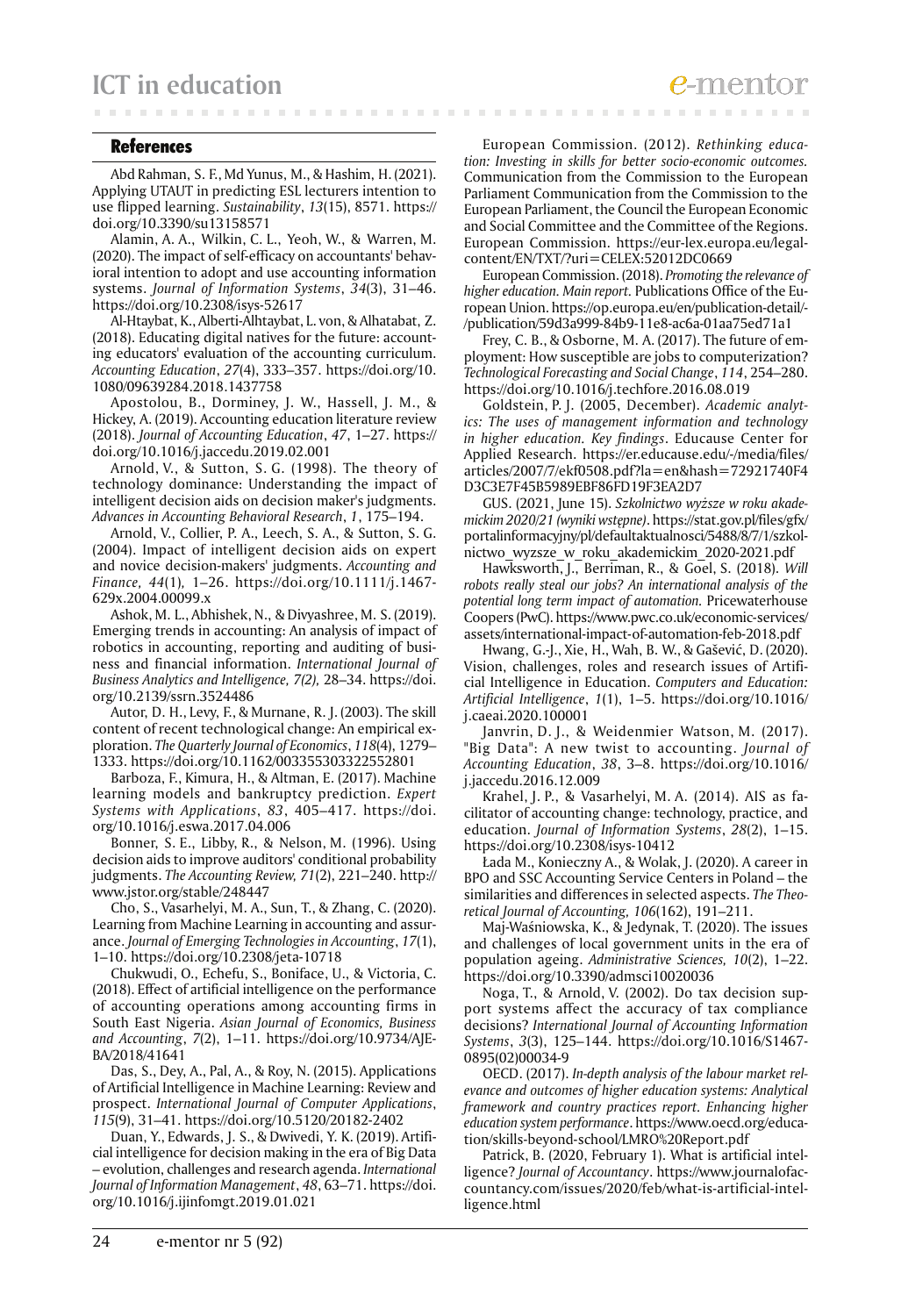## References

Abd Rahman, S. F., Md Yunus, M., & Hashim, H. (2021). Applying UTAUT in predicting ESL lecturers intention to use flipped learning. *Sustainability*, *13*(15), 8571. https://doi.org/10.3390/su13158571

Alamin, A. A., Wilkin, C. L., Yeoh, W., & Warren, M. (2020). The impact of self-efficacy on accountants' behavioral intention to adopt and use accounting information systems. *Journal of Information Systems*, *34*(3), 31–46. https://doi.org/10.2308/isys-52617

Al-Htaybat, K., Alberti-Alhtaybat, L. von, & Alhatabat, Z. (2018). Educating digital natives for the future: accounting educators' evaluation of the accounting curriculum. *Accounting Education*, *27*(4), 333–357. https://doi.org/10.1080/09639284.2018.1437758

Apostolou, B., Dorminey, J. W., Hassell, J. M., & Hickey, A. (2019). Accounting education literature review (2018). *Journal of Accounting Education*, *47*, 1–27. https://doi.org/10.1016/j.jaccedu.2019.02.001

Arnold, V., & Sutton, S. G. (1998). The theory of technology dominance: Understanding the impact of intelligent decision aids on decision maker's judgments. *Advances in Accounting Behavioral Research*, *1*, 175–194.

Arnold, V., Collier, P. A., Leech, S. A., & Sutton, S. G. (2004). Impact of intelligent decision aids on expert and novice decision-makers' judgments. *Accounting and Finance, 44*(1), 1–26. https://doi.org/10.1111/j.1467-629x.2004.00099.x

Ashok, M. L., Abhishek, N., & Divyashree, M. S. (2019). Emerging trends in accounting: An analysis of impact of robotics in accounting, reporting and auditing of business and financial information. *International Journal of Business Analytics and Intelligence, 7(2),* 28–34. https://doi.org/10.2139/ssrn.3524486

Autor, D. H., Levy, F., & Murnane, R. J. (2003). The skill content of recent technological change: An empirical exploration. *The Quarterly Journal of Economics*, *118*(4), 1279–1333. https://doi.org/10.1162/003355303322552801

Barboza, F., Kimura, H., & Altman, E. (2017). Machine learning models and bankruptcy prediction. *Expert Systems with Applications*, *83*, 405–417. https://doi.org/10.1016/j.eswa.2017.04.006

Bonner, S. E., Libby, R., & Nelson, M. (1996). Using decision aids to improve auditors' conditional probability judgments. *The Accounting Review, 71*(2), 221–240. http://www.jstor.org/stable/248447

Cho, S., Vasarhelyi, M. A., Sun, T., & Zhang, C. (2020). Learning from Machine Learning in accounting and assurance. *Journal of Emerging Technologies in Accounting*, *17*(1), 1–10. https://doi.org/10.2308/jeta-10718

Chukwudi, O., Echefu, S., Boniface, U., & Victoria, C. (2018). Effect of artificial intelligence on the performance of accounting operations among accounting firms in South East Nigeria. *Asian Journal of Economics, Business and Accounting*, *7*(2), 1–11. https://doi.org/10.9734/AJEBA/2018/41641

Das, S., Dey, A., Pal, A., & Roy, N. (2015). Applications of Artificial Intelligence in Machine Learning: Review and prospect. *International Journal of Computer Applications*, *115*(9), 31–41. https://doi.org/10.5120/20182-2402

Duan, Y., Edwards, J. S., & Dwivedi, Y. K. (2019). Artificial intelligence for decision making in the era of Big Data – evolution, challenges and research agenda. *International Journal of Information Management*, *48*, 63–71. https://doi.org/10.1016/j.ijinfomgt.2019.01.021

European Commission. (2012). *Rethinking education: Investing in skills for better socio-economic outcomes.* Communication from the Commission to the European Parliament Communication from the Commission to the European Parliament, the Council the European Economic and Social Committee and the Committee of the Regions. European Commission. https://eur-lex.europa.eu/legal-content/EN/TXT/?uri=CELEX:52012DC0669

European Commission. (2018). *Promoting the relevance of higher education. Main report.* Publications Office of the European Union. https://op.europa.eu/en/publication-detail/-/publication/59d3a999-84b9-11e8-ac6a-01aa75ed71a1

Frey, C. B., & Osborne, M. A. (2017). The future of employment: How susceptible are jobs to computerization? *Technological Forecasting and Social Change*, *114*, 254–280. https://doi.org/10.1016/j.techfore.2016.08.019

Goldstein, P. J. (2005, December). *Academic analytics: The uses of management information and technology in higher education. Key findings*. Educause Center for Applied Research. https://er.educause.edu/-/media/files/articles/2007/7/ekf0508.pdf?la=en&hash=72921740F4D3C3E7F45B5989EBF86FD19F3EA2D7

GUS. (2021, June 15). *Szkolnictwo wyższe w roku akademickim 2020/21 (wyniki wstępne)*. https://stat.gov.pl/files/gfx/portalinformacyjny/pl/defaultaktualnosci/5488/8/7/1/szkolnictwo_wyzsze_w_roku_akademickim_2020-2021.pdf

Hawksworth, J., Berriman, R., & Goel, S. (2018). *Will robots really steal our jobs? An international analysis of the potential long term impact of automation.* Pricewaterhouse Coopers (PwC). https://www.pwc.co.uk/economic-services/assets/international-impact-of-automation-feb-2018.pdf

Hwang, G.-J., Xie, H., Wah, B. W., & Gašević, D. (2020). Vision, challenges, roles and research issues of Artificial Intelligence in Education. *Computers and Education: Artificial Intelligence*, *1*(1), 1–5. https://doi.org/10.1016/j.caeai.2020.100001

Janvrin, D. J., & Weidenmier Watson, M. (2017). "Big Data": A new twist to accounting. *Journal of Accounting Education*, *38*, 3–8. https://doi.org/10.1016/j.jaccedu.2016.12.009

Krahel, J. P., & Vasarhelyi, M. A. (2014). AIS as facilitator of accounting change: technology, practice, and education. *Journal of Information Systems*, *28*(2), 1–15. https://doi.org/10.2308/isys-10412

Łada M., Konieczny A., & Wolak, J. (2020). A career in BPO and SSC Accounting Service Centers in Poland – the similarities and differences in selected aspects. *The Theoretical Journal of Accounting, 106*(162), 191–211.

Maj-Waśniowska, K., & Jedynak, T. (2020). The issues and challenges of local government units in the era of population ageing. *Administrative Sciences, 10*(2), 1–22. https://doi.org/10.3390/admsci10020036

Noga, T., & Arnold, V. (2002). Do tax decision support systems affect the accuracy of tax compliance decisions? *International Journal of Accounting Information Systems*, *3*(3), 125–144. https://doi.org/10.1016/S1467-0895(02)00034-9

OECD. (2017). *In-depth analysis of the labour market relevance and outcomes of higher education systems: Analytical framework and country practices report*. *Enhancing higher education system performance*. https://www.oecd.org/education/skills-beyond-school/LMRO%20Report.pdf

Patrick, B. (2020, February 1). What is artificial intelligence? *Journal of Accountancy*. https://www.journalofaccountancy.com/issues/2020/feb/what-is-artificial-intelligence.html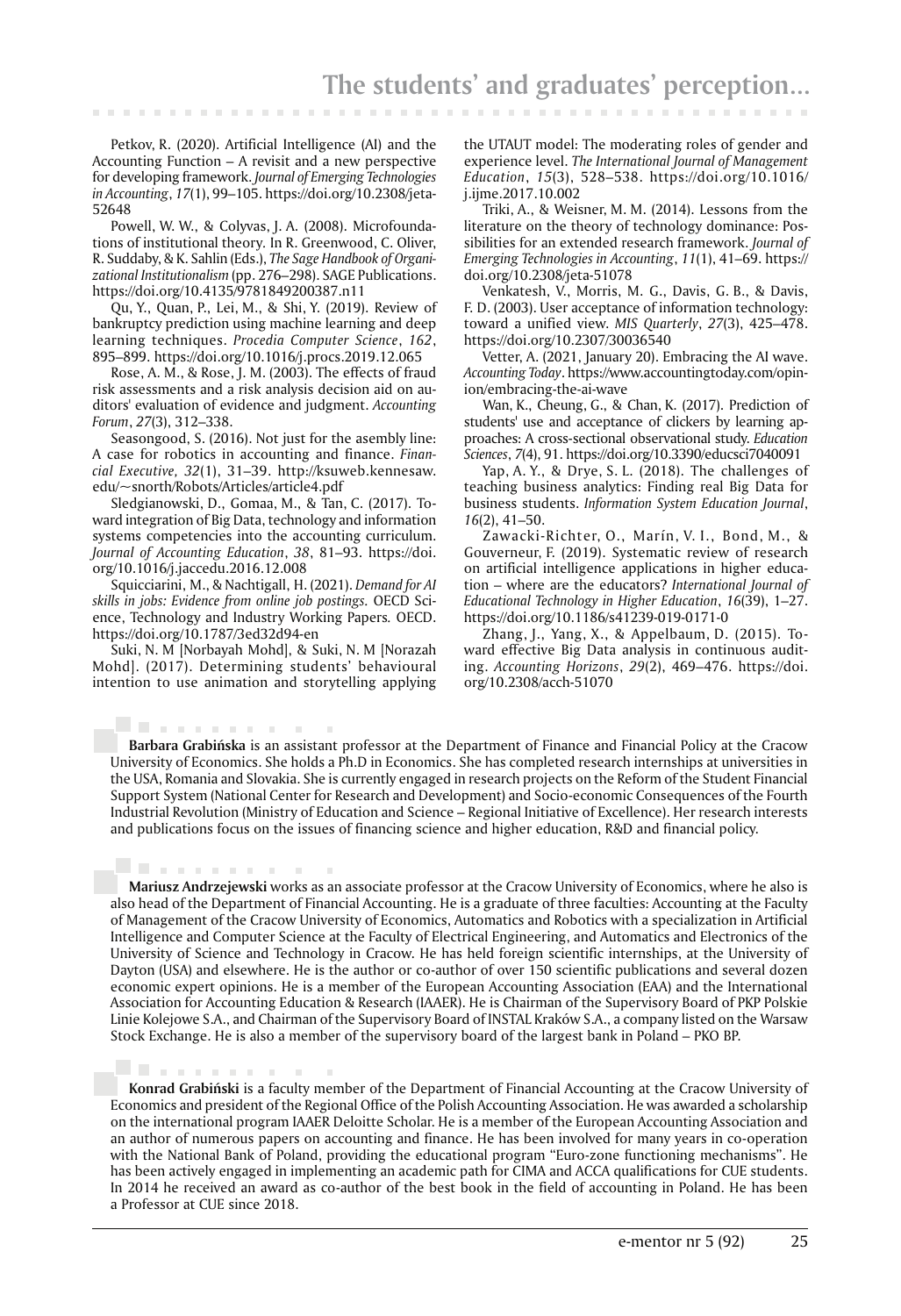Petkov, R. (2020). Artificial Intelligence (AI) and the Accounting Function – A revisit and a new perspective for developing framework. *Journal of Emerging Technologies in Accounting*, *17*(1), 99–105. https://doi.org/10.2308/jeta-52648

Powell, W. W., & Colyvas, J. A. (2008). Microfoundations of institutional theory. In R. Greenwood, C. Oliver, R. Suddaby, & K. Sahlin (Eds.), *The Sage Handbook of Organizational Institutionalism* (pp. 276–298). SAGE Publications. https://doi.org/10.4135/9781849200387.n11

Qu, Y., Quan, P., Lei, M., & Shi, Y. (2019). Review of bankruptcy prediction using machine learning and deep learning techniques. *Procedia Computer Science*, *162*, 895–899. https://doi.org/10.1016/j.procs.2019.12.065

Rose, A. M., & Rose, J. M. (2003). The effects of fraud risk assessments and a risk analysis decision aid on auditors' evaluation of evidence and judgment. *Accounting Forum*, *27*(3), 312–338.

Seasongood, S. (2016). Not just for the asembly line: A case for robotics in accounting and finance. *Financial Executive, 32*(1), 31–39. http://ksuweb.kennesaw.edu/~snorth/Robots/Articles/article4.pdf

Sledgianowski, D., Gomaa, M., & Tan, C. (2017). Toward integration of Big Data, technology and information systems competencies into the accounting curriculum. *Journal of Accounting Education*, *38*, 81–93. https://doi.org/10.1016/j.jaccedu.2016.12.008

Squicciarini, M., & Nachtigall, H. (2021). *Demand for AI skills in jobs: Evidence from online job postings.* OECD Science, Technology and Industry Working Papers*.* OECD. https://doi.org/10.1787/3ed32d94-en

Suki, N. M [Norbayah Mohd], & Suki, N. M [Norazah Mohd]. (2017). Determining students' behavioural intention to use animation and storytelling applying the UTAUT model: The moderating roles of gender and experience level. *The International Journal of Management Education*, *15*(3), 528–538. https://doi.org/10.1016/j.ijme.2017.10.002

Triki, A., & Weisner, M. M. (2014). Lessons from the literature on the theory of technology dominance: Possibilities for an extended research framework. *Journal of Emerging Technologies in Accounting*, *11*(1), 41–69. https://doi.org/10.2308/jeta-51078

Venkatesh, V., Morris, M. G., Davis, G. B., & Davis, F. D. (2003). User acceptance of information technology: toward a unified view. *MIS Quarterly*, *27*(3), 425–478. https://doi.org/10.2307/30036540

Vetter, A. (2021, January 20). Embracing the AI wave. *Accounting Today*. https://www.accountingtoday.com/opinion/embracing-the-ai-wave

Wan, K., Cheung, G., & Chan, K. (2017). Prediction of students' use and acceptance of clickers by learning approaches: A cross-sectional observational study. *Education Sciences*, *7*(4), 91. https://doi.org/10.3390/educsci7040091

Yap, A. Y., & Drye, S. L. (2018). The challenges of teaching business analytics: Finding real Big Data for business students. *Information System Education Journal*, *16*(2), 41–50.

Zawacki-Richter, O., Marín, V. I., Bond, M., & Gouverneur, F. (2019). Systematic review of research on artificial intelligence applications in higher education – where are the educators? *International Journal of Educational Technology in Higher Education*, *16*(39), 1–27. https://doi.org/10.1186/s41239-019-0171-0

Zhang, J., Yang, X., & Appelbaum, D. (2015). Toward effective Big Data analysis in continuous auditing. *Accounting Horizons*, *29*(2), 469–476. https://doi.org/10.2308/acch-51070

**Barbara Grabińska** is an assistant professor at the Department of Finance and Financial Policy at the Cracow University of Economics. She holds a Ph.D in Economics. She has completed research internships at universities in the USA, Romania and Slovakia. She is currently engaged in research projects on the Reform of the Student Financial Support System (National Center for Research and Development) and Socio-economic Consequences of the Fourth Industrial Revolution (Ministry of Education and Science – Regional Initiative of Excellence). Her research interests and publications focus on the issues of financing science and higher education, R&D and financial policy.

**Mariusz Andrzejewski** works as an associate professor at the Cracow University of Economics, where he also is also head of the Department of Financial Accounting. He is a graduate of three faculties: Accounting at the Faculty of Management of the Cracow University of Economics, Automatics and Robotics with a specialization in Artificial Intelligence and Computer Science at the Faculty of Electrical Engineering, and Automatics and Electronics of the University of Science and Technology in Cracow. He has held foreign scientific internships, at the University of Dayton (USA) and elsewhere. He is the author or co-author of over 150 scientific publications and several dozen economic expert opinions. He is a member of the European Accounting Association (EAA) and the International Association for Accounting Education & Research (IAAER). He is Chairman of the Supervisory Board of PKP Polskie Linie Kolejowe S.A., and Chairman of the Supervisory Board of INSTAL Kraków S.A., a company listed on the Warsaw Stock Exchange. He is also a member of the supervisory board of the largest bank in Poland – PKO BP.

**Konrad Grabiński** is a faculty member of the Department of Financial Accounting at the Cracow University of Economics and president of the Regional Office of the Polish Accounting Association. He was awarded a scholarship on the international program IAAER Deloitte Scholar. He is a member of the European Accounting Association and an author of numerous papers on accounting and finance. He has been involved for many years in co-operation with the National Bank of Poland, providing the educational program "Euro-zone functioning mechanisms". He has been actively engaged in implementing an academic path for CIMA and ACCA qualifications for CUE students. In 2014 he received an award as co-author of the best book in the field of accounting in Poland. He has been a Professor at CUE since 2018.